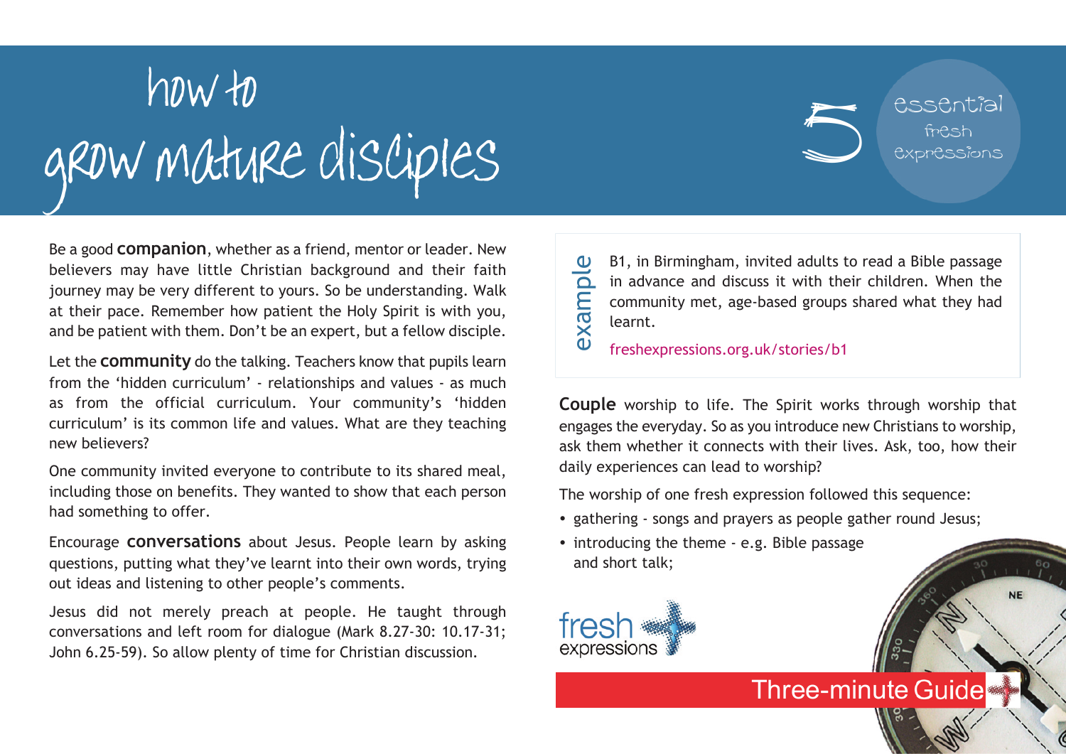# how to grow mature disciples

5 essential fresh expressions

Be a good **companion**, whether as a friend, mentor or leader. New believers may have little Christian background and their faith journey may be very different to yours. So be understanding. Walk at their pace. Remember how patient the Holy Spirit is with you, and be patient with them. Don't be an expert, but a fellow disciple.

Let the **community** do the talking. Teachers know that pupils learn from the 'hidden curriculum' - relationships and values - as much as from the official curriculum. Your community's 'hidden curriculum' is its common life and values. What are they teaching new believers?

One community invited everyone to contribute to its shared meal, including those on benefits. They wanted to show that each person had something to offer.

Encourage **conversations** about Jesus. People learn by asking questions, putting what they've learnt into their own words, trying out ideas and listening to other people's comments.

Jesus did not merely preach at people. He taught through conversations and left room for dialogue (Mark 8.27-30: 10.17-31; John 6.25-59). So allow plenty of time for Christian discussion.

**example**

B1, in Birmingham, invited adults to read a Bible passage in advance and discuss it with their children. When the community met, age-based groups shared what they had learnt.

freshexpressions.org.uk/stories/b1

**Couple** worship to life. The Spirit works through worship that engages the everyday. So as you introduce new Christians to worship, ask them whether it connects with their lives. Ask, too, how their daily experiences can lead to worship?

The worship of one fresh expression followed this sequence:

- gathering - songs and prayers as people gather round Jesus;
- introducing the theme - e.g. Bible passage and short talk;

fresh expressions

Three-minute Guide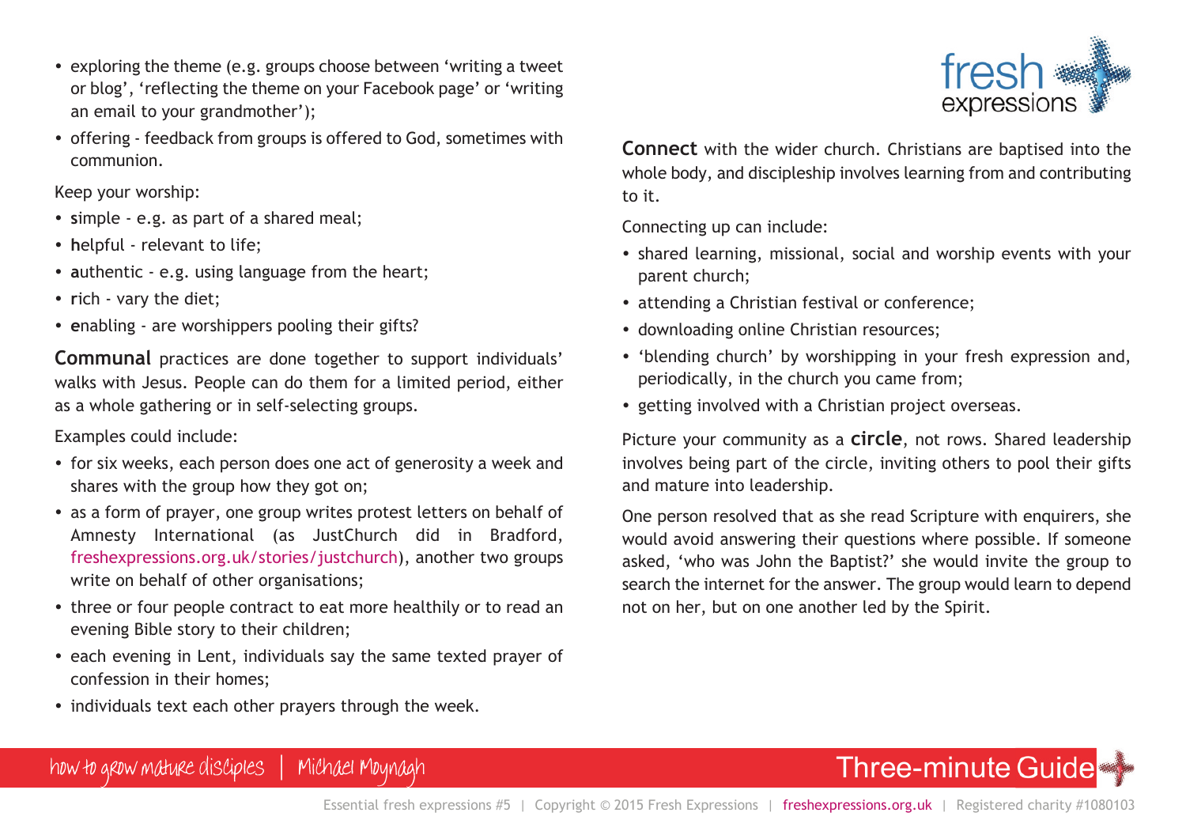- exploring the theme (e.g. groups choose between ‘writing a tweet or blog’, ‘reflecting the theme on your Facebook page’ or ‘writing an email to your grandmother’);
- offering - feedback from groups is offered to God, sometimes with communion.

Keep your worship:

- **s**imple - e.g. as part of a shared meal;
- **h**elpful - relevant to life;
- **a**uthentic - e.g. using language from the heart;
- **r**ich - vary the diet;
- **e**nabling - are worshippers pooling their gifts?

**Communal** practices are done together to support individuals’ walks with Jesus. People can do them for a limited period, either as a whole gathering or in self-selecting groups.

Examples could include:

- for six weeks, each person does one act of generosity a week and shares with the group how they got on;
- as a form of prayer, one group writes protest letters on behalf of Amnesty International (as JustChurch did in Bradford, freshexpressions.org.uk/stories/justchurch), another two groups write on behalf of other organisations;
- three or four people contract to eat more healthily or to read an evening Bible story to their children;
- each evening in Lent, individuals say the same texted prayer of confession in their homes;
- individuals text each other prayers through the week.

**Connect** with the wider church. Christians are baptised into the whole body, and discipleship involves learning from and contributing to it.

Connecting up can include:

- shared learning, missional, social and worship events with your parent church;
- attending a Christian festival or conference;
- downloading online Christian resources;
- ‘blending church’ by worshipping in your fresh expression and, periodically, in the church you came from;
- getting involved with a Christian project overseas.

Picture your community as a **circle**, not rows. Shared leadership involves being part of the circle, inviting others to pool their gifts and mature into leadership.

One person resolved that as she read Scripture with enquirers, she would avoid answering their questions where possible. If someone asked, ‘who was John the Baptist?’ she would invite the group to search the internet for the answer. The group would learn to depend not on her, but on one another led by the Spirit.

how to grow mature disciples | Michael Moynagh

Three-minute Guide

Essential fresh expressions #5 | Copyright © 2015 Fresh Expressions | freshexpressions.org.uk | Registered charity #1080103